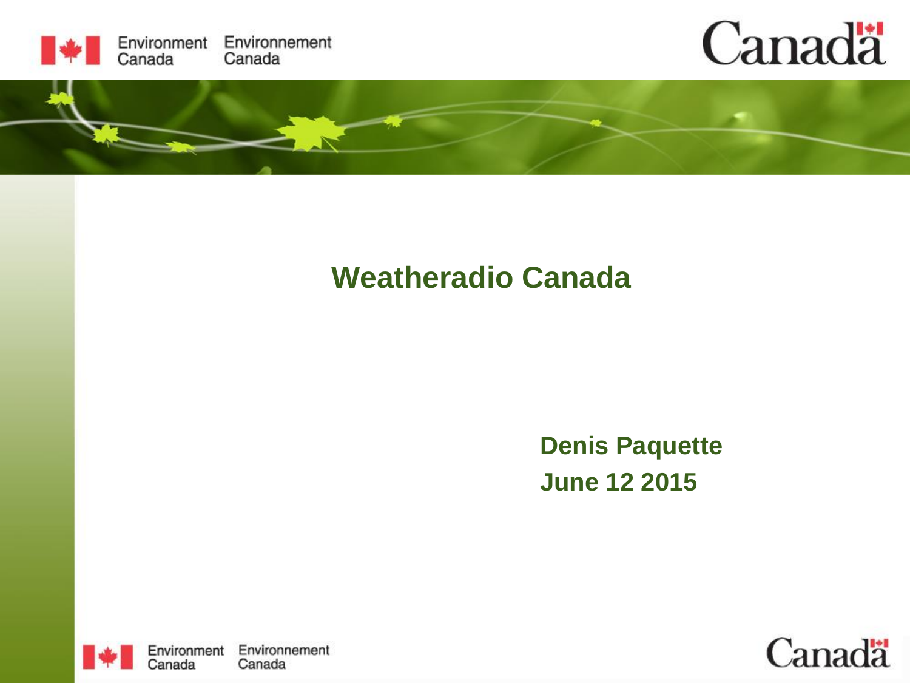# Weatheradio Canada

**Denis Paquette**

**June 12 2015**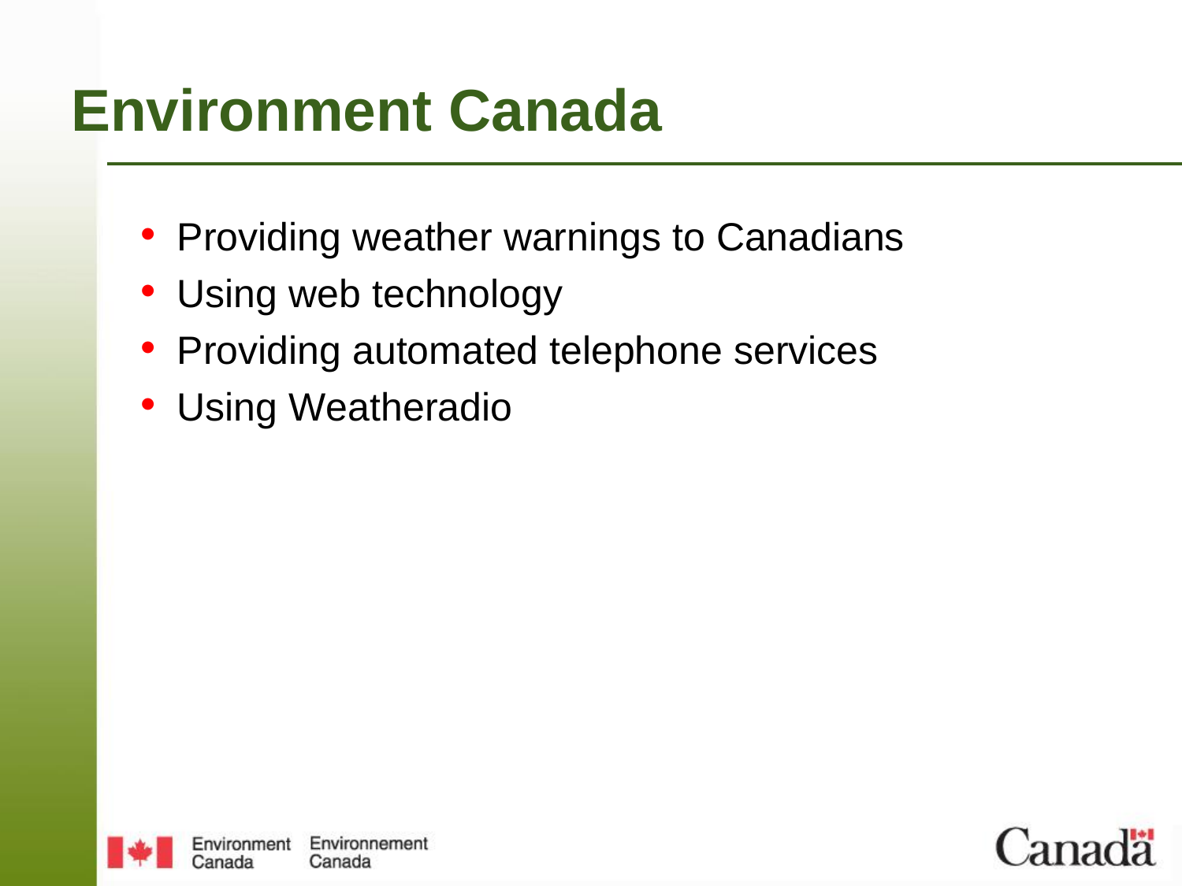# Environment Canada

- Providing weather warnings to Canadians
- Using web technology
- Providing automated telephone services
- Using Weatheradio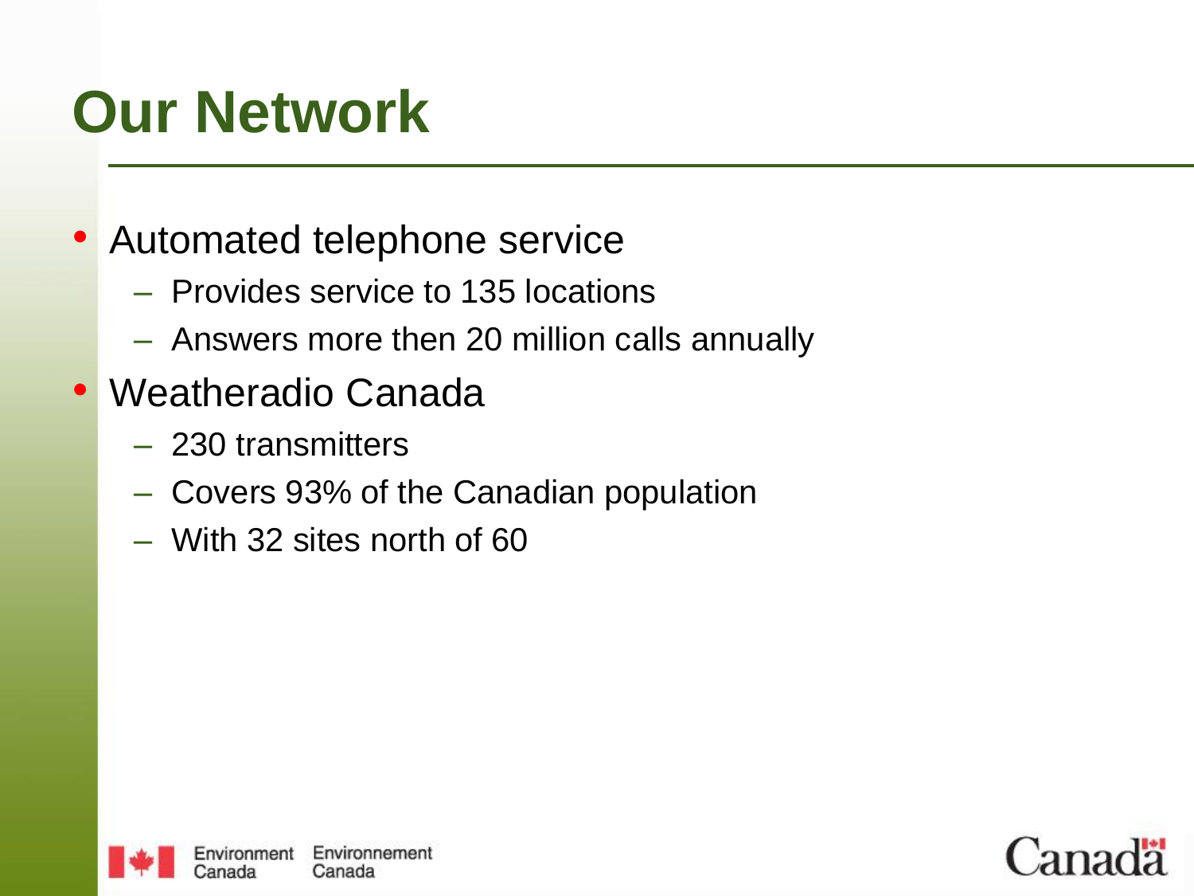# Our Network

- Automated telephone service
  - Provides service to 135 locations
  - Answers more then 20 million calls annually
- Weatheradio Canada
  - 230 transmitters
  - Covers 93% of the Canadian population
  - With 32 sites north of 60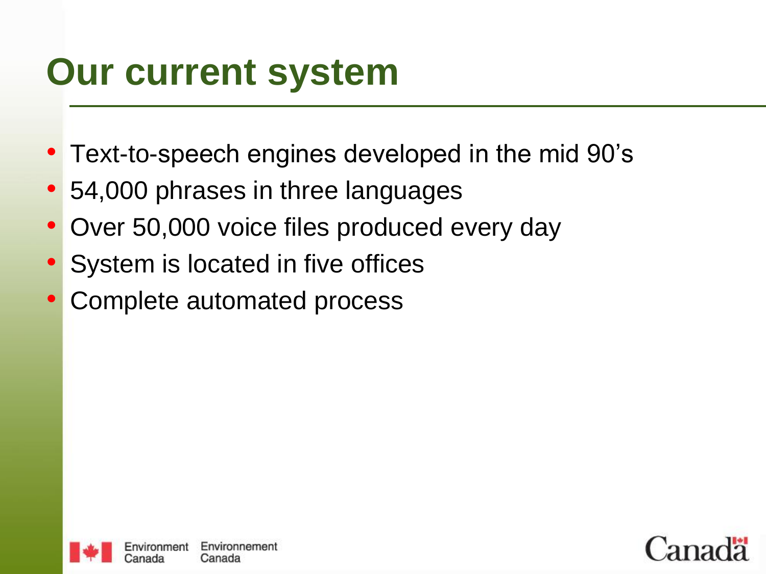# Our current system

- Text-to-speech engines developed in the mid 90’s
- 54,000 phrases in three languages
- Over 50,000 voice files produced every day
- System is located in five offices
- Complete automated process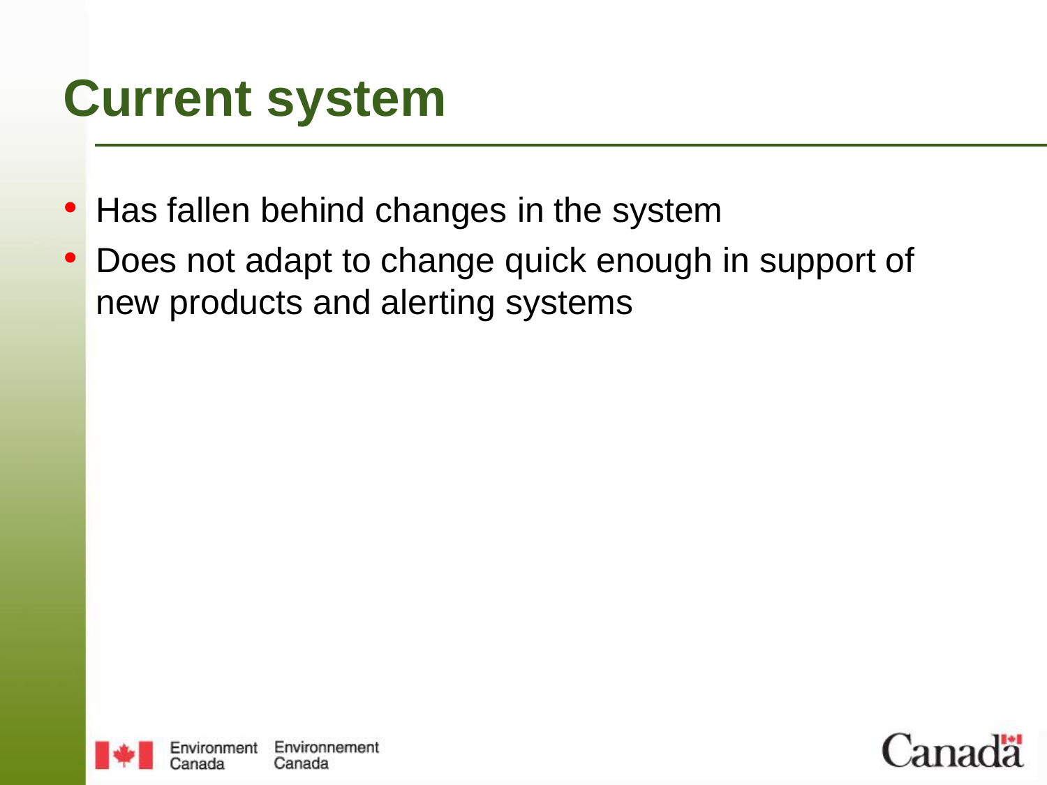# Current system

- Has fallen behind changes in the system
- Does not adapt to change quick enough in support of new products and alerting systems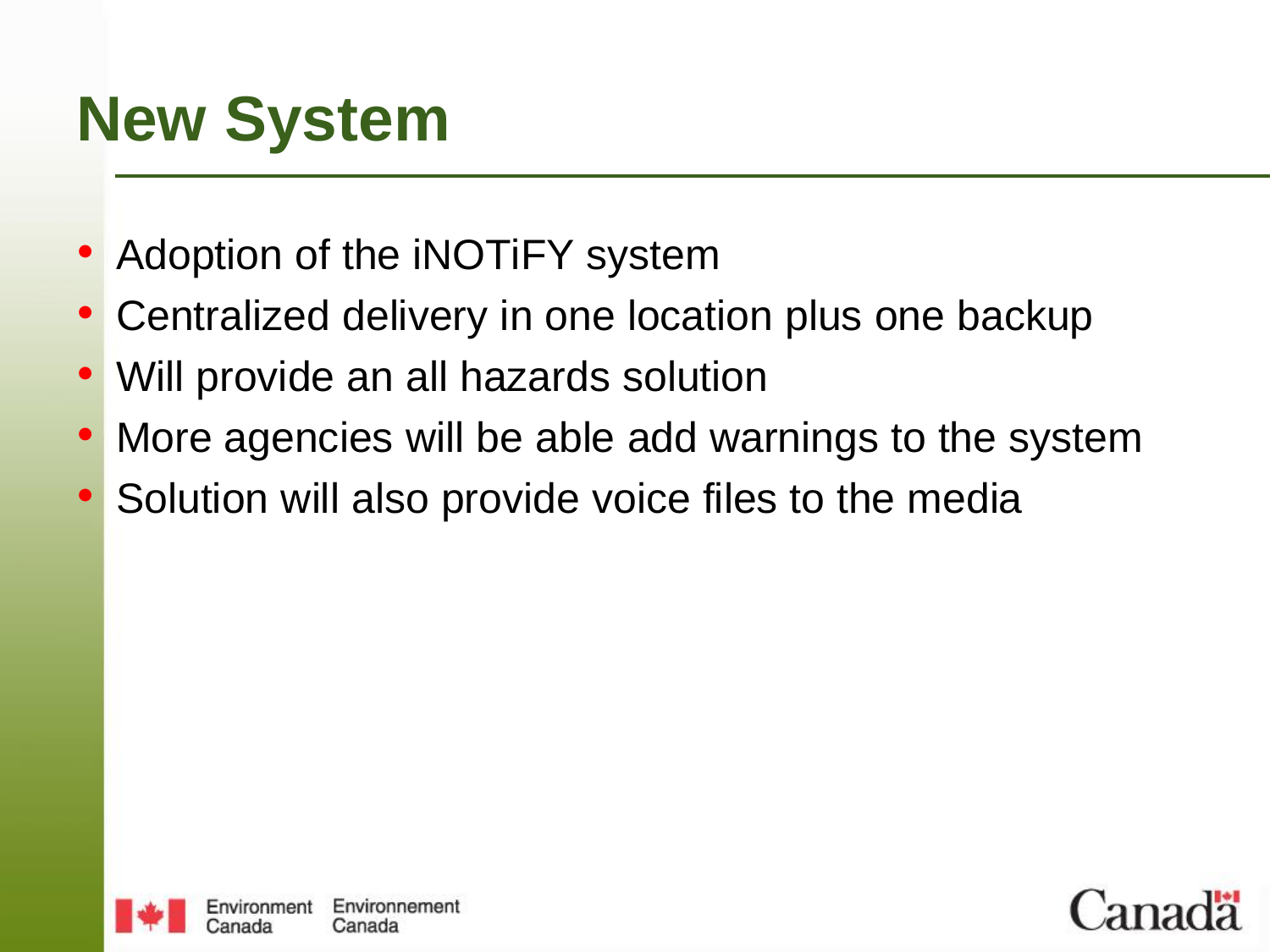# New System

- Adoption of the iNOTiFY system
- Centralized delivery in one location plus one backup
- Will provide an all hazards solution
- More agencies will be able add warnings to the system
- Solution will also provide voice files to the media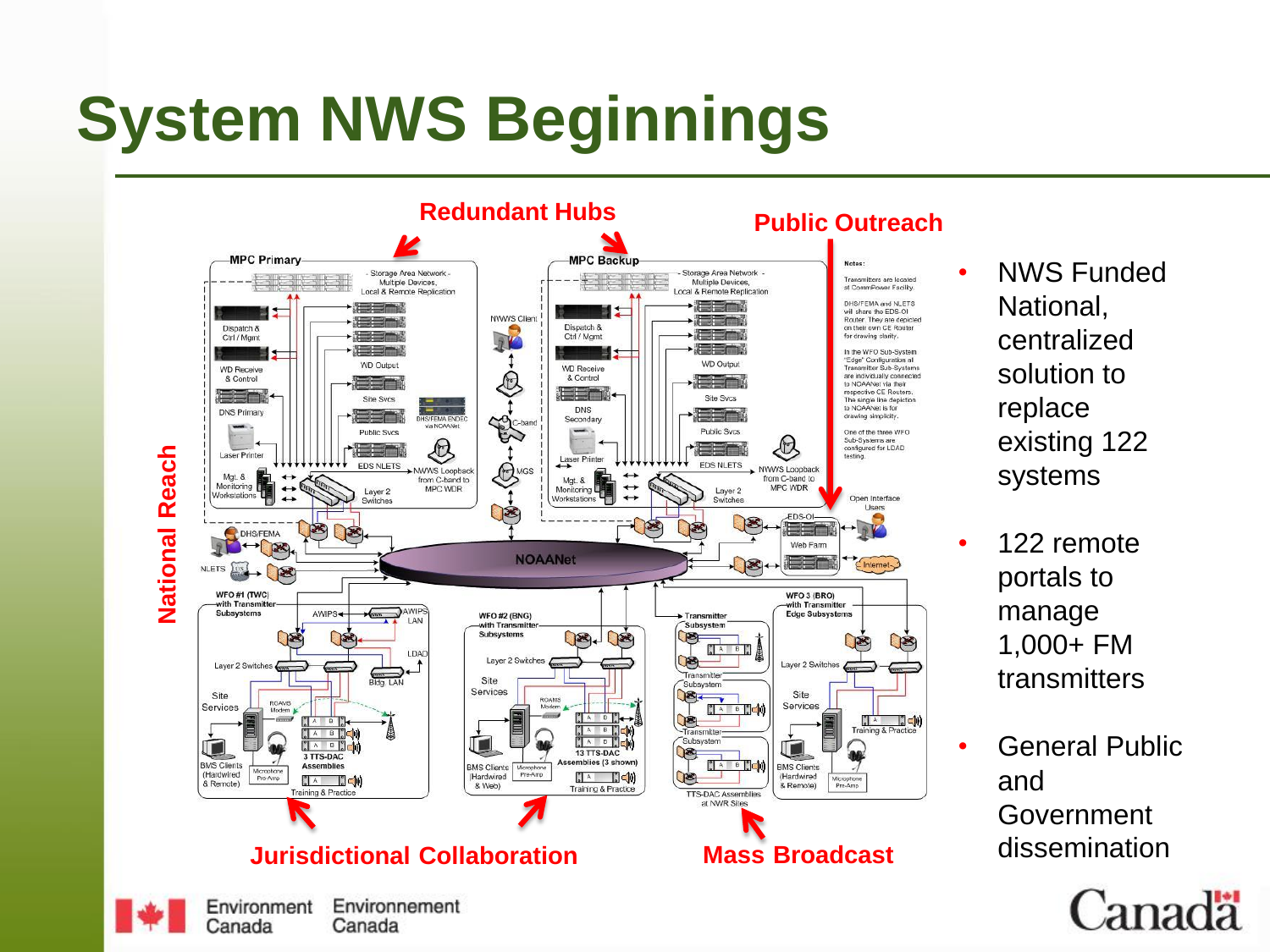# System NWS Beginnings

Redundant Hubs

Public Outreach

National Reach

Jurisdictional Collaboration

Mass Broadcast

- NWS Funded National, centralized solution to replace existing 122 systems
- 122 remote portals to manage 1,000+ FM transmitters
- General Public and Government dissemination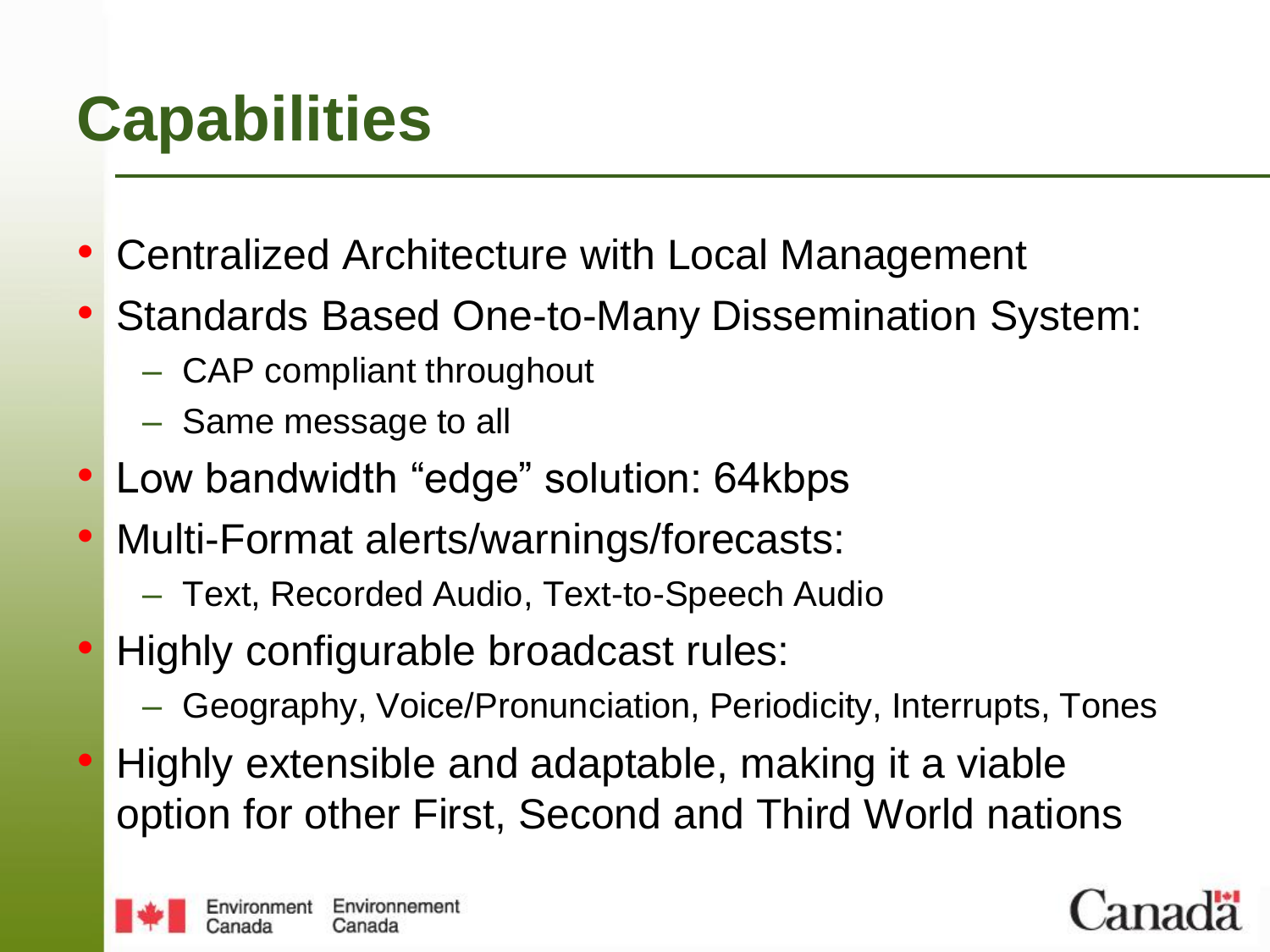# Capabilities

- Centralized Architecture with Local Management
- Standards Based One-to-Many Dissemination System:
  - CAP compliant throughout
  - Same message to all
- Low bandwidth “edge” solution: 64kbps
- Multi-Format alerts/warnings/forecasts:
  - Text, Recorded Audio, Text-to-Speech Audio
- Highly configurable broadcast rules:
  - Geography, Voice/Pronunciation, Periodicity, Interrupts, Tones
- Highly extensible and adaptable, making it a viable option for other First, Second and Third World nations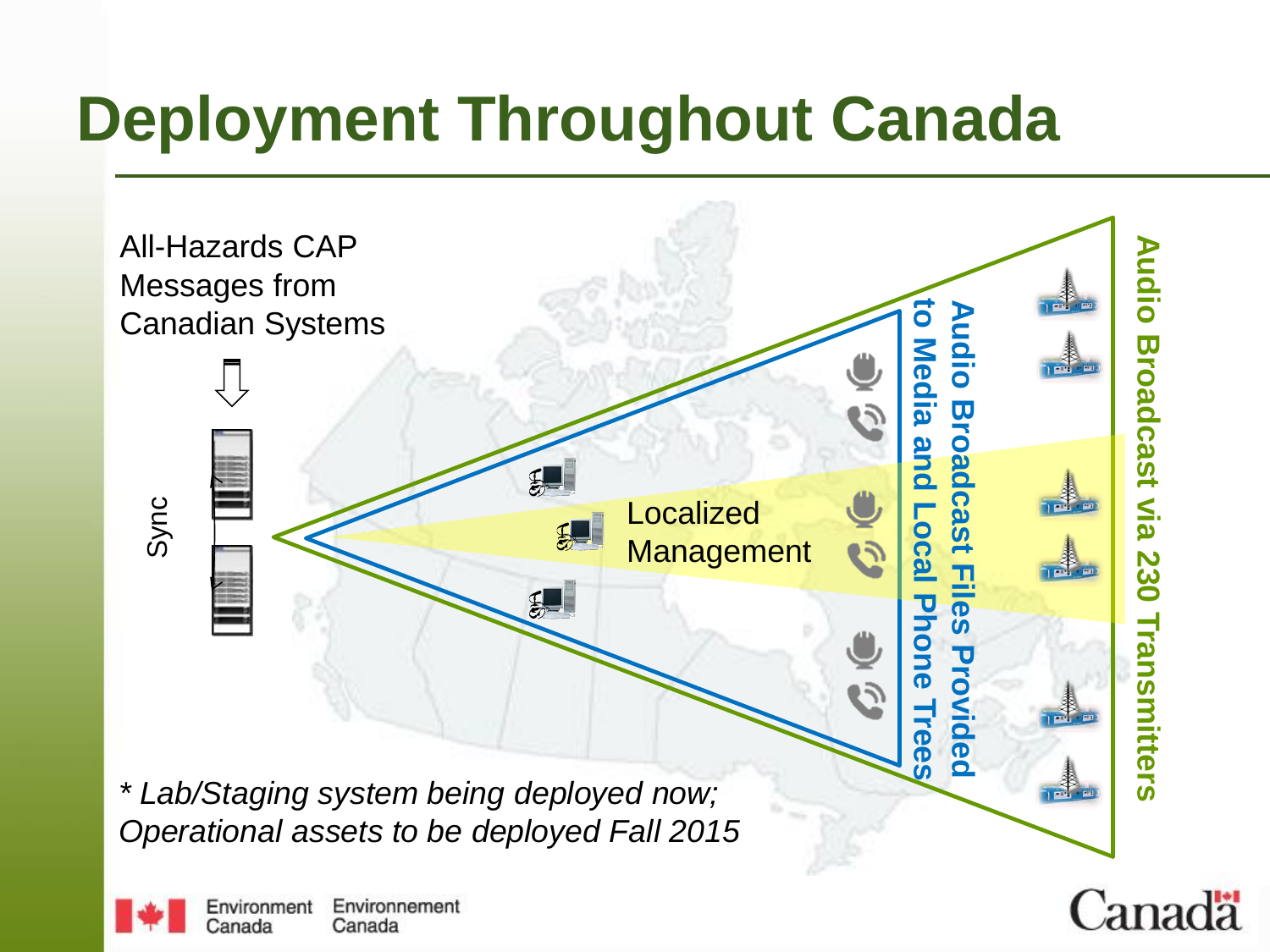# Deployment Throughout Canada

All-Hazards CAP Messages from Canadian Systems

Sync

Localized Management

Audio Broadcast Files Provided to Media and Local Phone Trees

Audio Broadcast via 230 Transmitters

*\* Lab/Staging system being deployed now; Operational assets to be deployed Fall 2015*

Environment Canada Environnement Canada

Canada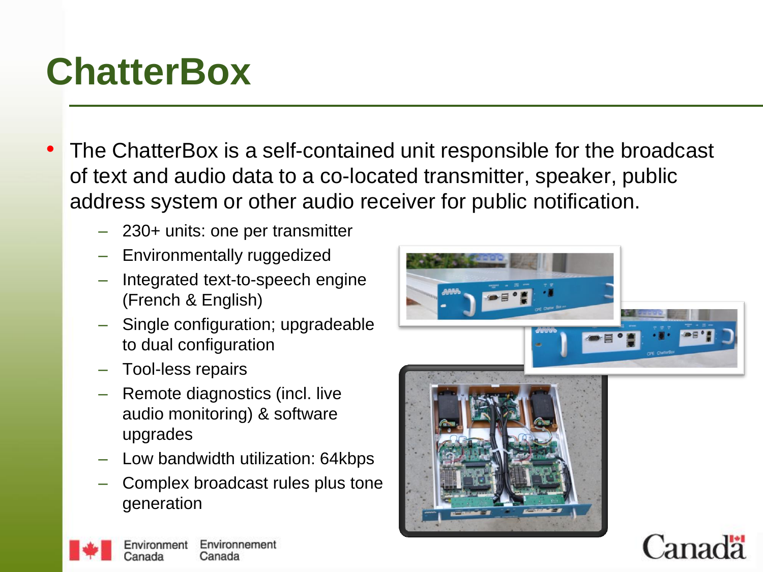# ChatterBox

- The ChatterBox is a self-contained unit responsible for the broadcast of text and audio data to a co-located transmitter, speaker, public address system or other audio receiver for public notification.
  - 230+ units: one per transmitter
  - Environmentally ruggedized
  - Integrated text-to-speech engine (French & English)
  - Single configuration; upgradeable to dual configuration
  - Tool-less repairs
  - Remote diagnostics (incl. live audio monitoring) & software upgrades
  - Low bandwidth utilization: 64kbps
  - Complex broadcast rules plus tone generation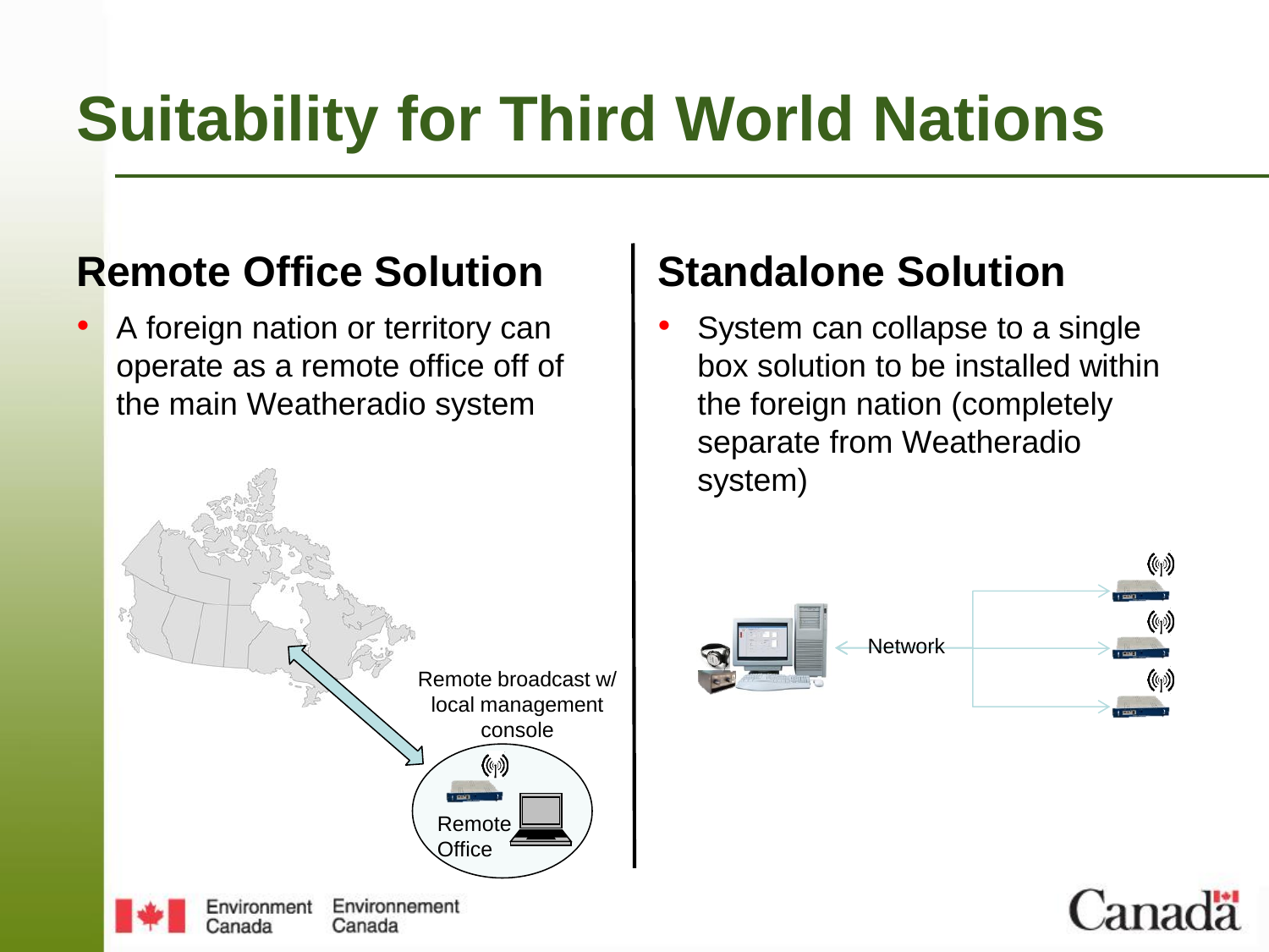# Suitability for Third World Nations

## Remote Office Solution

- A foreign nation or territory can operate as a remote office off of the main Weatheradio system

Remote broadcast w/ local management console

Remote Office

## Standalone Solution

- System can collapse to a single box solution to be installed within the foreign nation (completely separate from Weatheradio system)

Network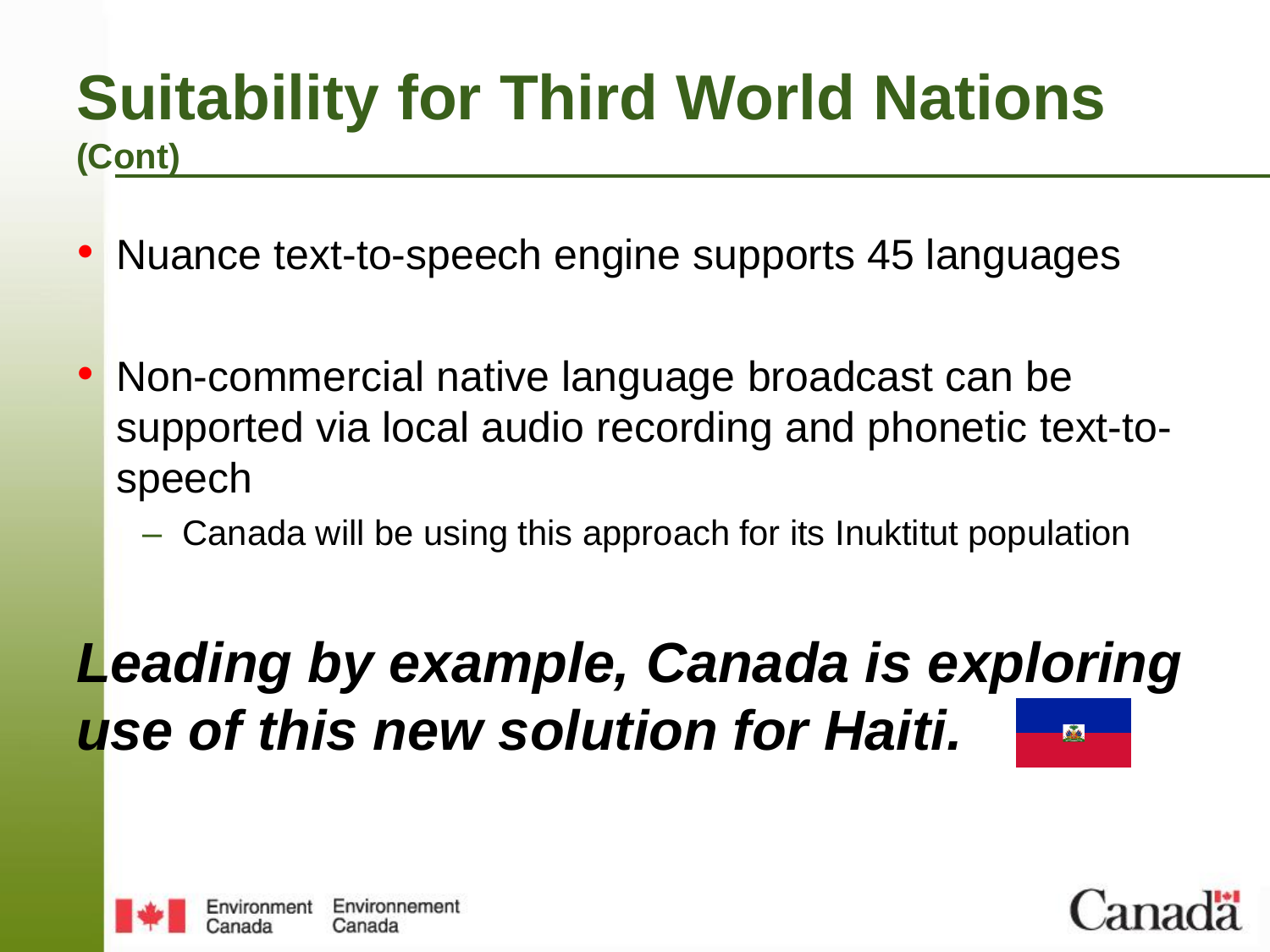# Suitability for Third World Nations

**(Cont)**

- Nuance text-to-speech engine supports 45 languages
- Non-commercial native language broadcast can be supported via local audio recording and phonetic text-to-speech
  - Canada will be using this approach for its Inuktitut population

***Leading by example, Canada is exploring use of this new solution for Haiti.***

Environment Canada Environnement Canada

Canada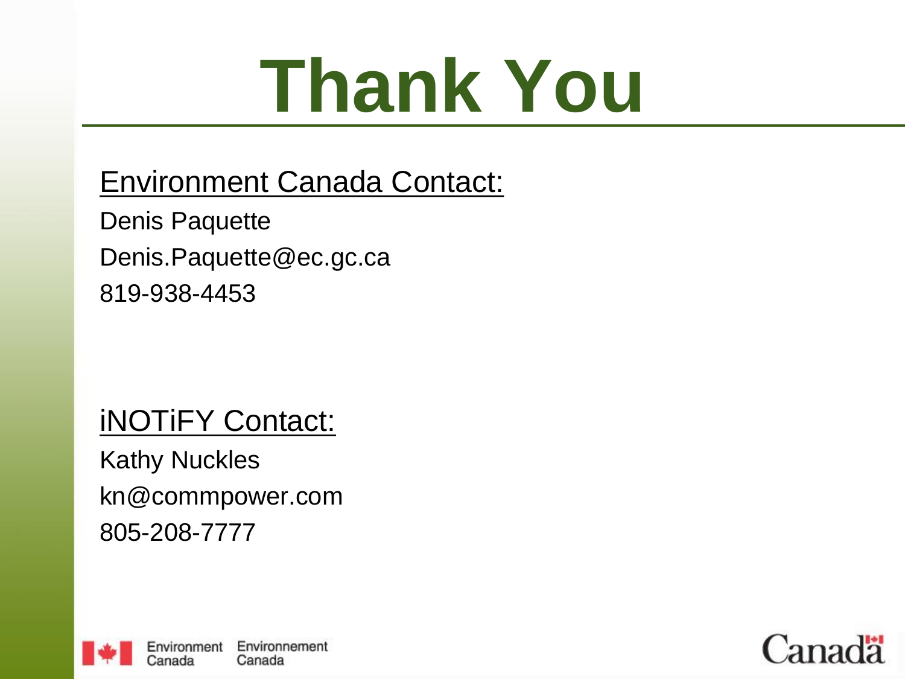# Thank You

Environment Canada Contact:

Denis Paquette

Denis.Paquette@ec.gc.ca

819-938-4453

iNOTiFY Contact:

Kathy Nuckles

kn@commpower.com

805-208-7777

Environment Canada Environnement Canada

Canada